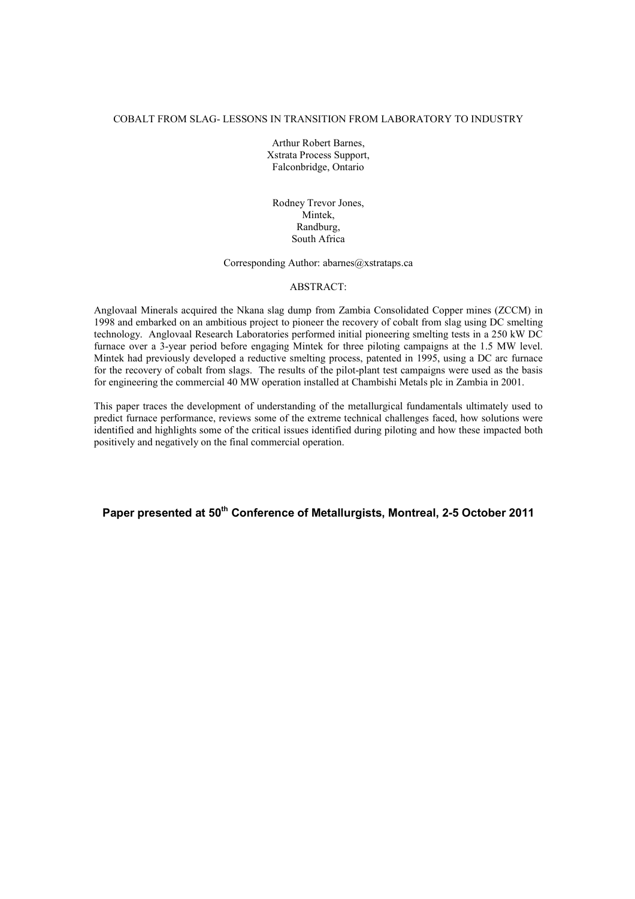# COBALT FROM SLAG- LESSONS IN TRANSITION FROM LABORATORY TO INDUSTRY

Arthur Robert Barnes,
Xstrata Process Support,
Falconbridge, Ontario

Rodney Trevor Jones,
Mintek,
Randburg,
South Africa

Corresponding Author: abarnes@xstrataps.ca

## ABSTRACT:

Anglovaal Minerals acquired the Nkana slag dump from Zambia Consolidated Copper mines (ZCCM) in 1998 and embarked on an ambitious project to pioneer the recovery of cobalt from slag using DC smelting technology. Anglovaal Research Laboratories performed initial pioneering smelting tests in a 250 kW DC furnace over a 3-year period before engaging Mintek for three piloting campaigns at the 1.5 MW level. Mintek had previously developed a reductive smelting process, patented in 1995, using a DC arc furnace for the recovery of cobalt from slags. The results of the pilot-plant test campaigns were used as the basis for engineering the commercial 40 MW operation installed at Chambishi Metals plc in Zambia in 2001.

This paper traces the development of understanding of the metallurgical fundamentals ultimately used to predict furnace performance, reviews some of the extreme technical challenges faced, how solutions were identified and highlights some of the critical issues identified during piloting and how these impacted both positively and negatively on the final commercial operation.

**Paper presented at 50th Conference of Metallurgists, Montreal, 2-5 October 2011**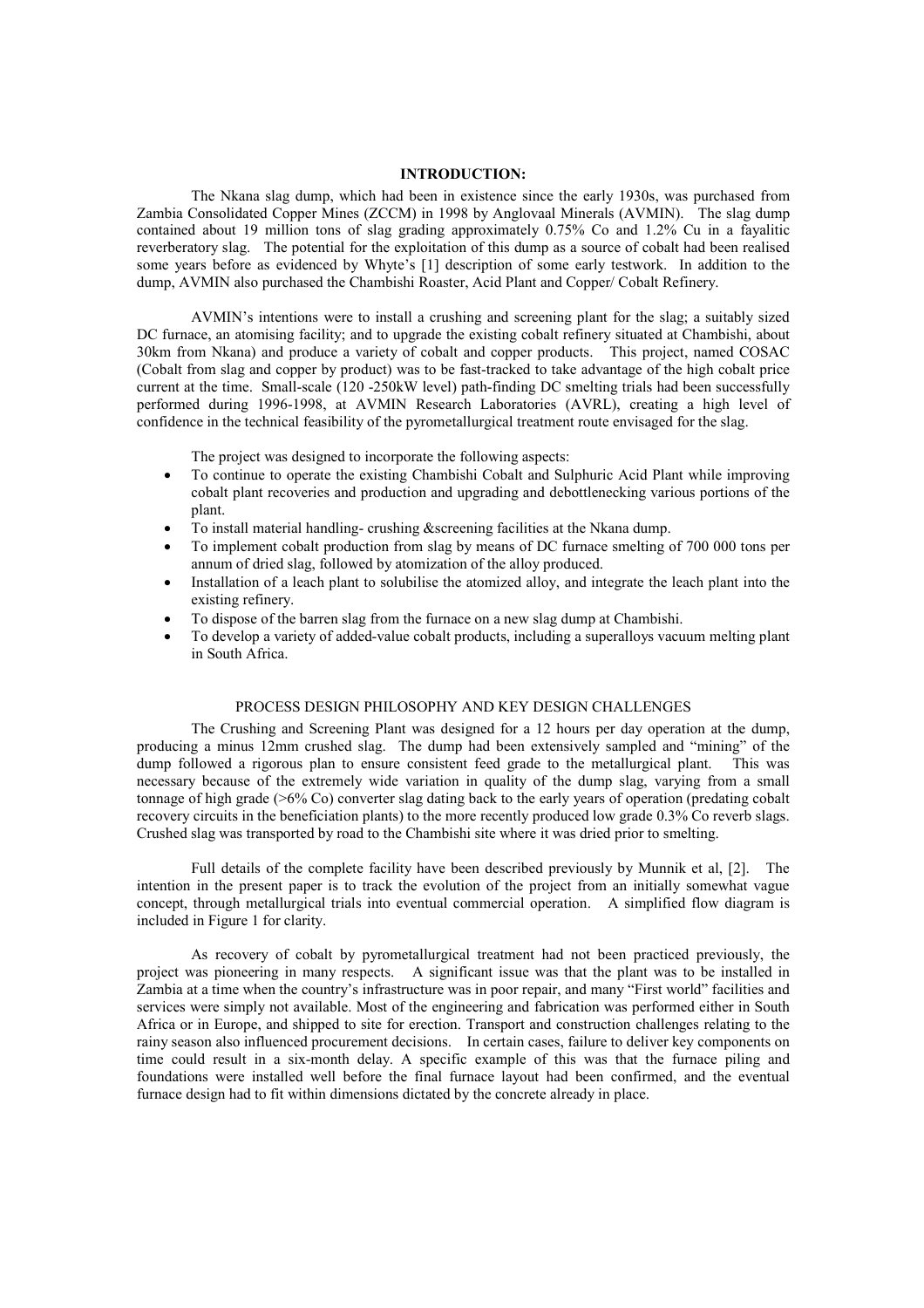## INTRODUCTION:

The Nkana slag dump, which had been in existence since the early 1930s, was purchased from Zambia Consolidated Copper Mines (ZCCM) in 1998 by Anglovaal Minerals (AVMIN). The slag dump contained about 19 million tons of slag grading approximately 0.75% Co and 1.2% Cu in a fayalitic reverberatory slag. The potential for the exploitation of this dump as a source of cobalt had been realised some years before as evidenced by Whyte's [1] description of some early testwork. In addition to the dump, AVMIN also purchased the Chambishi Roaster, Acid Plant and Copper/ Cobalt Refinery.

AVMIN's intentions were to install a crushing and screening plant for the slag; a suitably sized DC furnace, an atomising facility; and to upgrade the existing cobalt refinery situated at Chambishi, about 30km from Nkana) and produce a variety of cobalt and copper products. This project, named COSAC (Cobalt from slag and copper by product) was to be fast-tracked to take advantage of the high cobalt price current at the time. Small-scale (120 -250kW level) path-finding DC smelting trials had been successfully performed during 1996-1998, at AVMIN Research Laboratories (AVRL), creating a high level of confidence in the technical feasibility of the pyrometallurgical treatment route envisaged for the slag.

The project was designed to incorporate the following aspects:

- To continue to operate the existing Chambishi Cobalt and Sulphuric Acid Plant while improving cobalt plant recoveries and production and upgrading and debottlenecking various portions of the plant.
- To install material handling- crushing &screening facilities at the Nkana dump.
- To implement cobalt production from slag by means of DC furnace smelting of 700 000 tons per annum of dried slag, followed by atomization of the alloy produced.
- Installation of a leach plant to solubilise the atomized alloy, and integrate the leach plant into the existing refinery.
- To dispose of the barren slag from the furnace on a new slag dump at Chambishi.
- To develop a variety of added-value cobalt products, including a superalloys vacuum melting plant in South Africa.

## PROCESS DESIGN PHILOSOPHY AND KEY DESIGN CHALLENGES

The Crushing and Screening Plant was designed for a 12 hours per day operation at the dump, producing a minus 12mm crushed slag. The dump had been extensively sampled and "mining" of the dump followed a rigorous plan to ensure consistent feed grade to the metallurgical plant. This was necessary because of the extremely wide variation in quality of the dump slag, varying from a small tonnage of high grade (>6% Co) converter slag dating back to the early years of operation (predating cobalt recovery circuits in the beneficiation plants) to the more recently produced low grade 0.3% Co reverb slags. Crushed slag was transported by road to the Chambishi site where it was dried prior to smelting.

Full details of the complete facility have been described previously by Munnik et al, [2]. The intention in the present paper is to track the evolution of the project from an initially somewhat vague concept, through metallurgical trials into eventual commercial operation. A simplified flow diagram is included in Figure 1 for clarity.

As recovery of cobalt by pyrometallurgical treatment had not been practiced previously, the project was pioneering in many respects. A significant issue was that the plant was to be installed in Zambia at a time when the country's infrastructure was in poor repair, and many "First world" facilities and services were simply not available. Most of the engineering and fabrication was performed either in South Africa or in Europe, and shipped to site for erection. Transport and construction challenges relating to the rainy season also influenced procurement decisions. In certain cases, failure to deliver key components on time could result in a six-month delay. A specific example of this was that the furnace piling and foundations were installed well before the final furnace layout had been confirmed, and the eventual furnace design had to fit within dimensions dictated by the concrete already in place.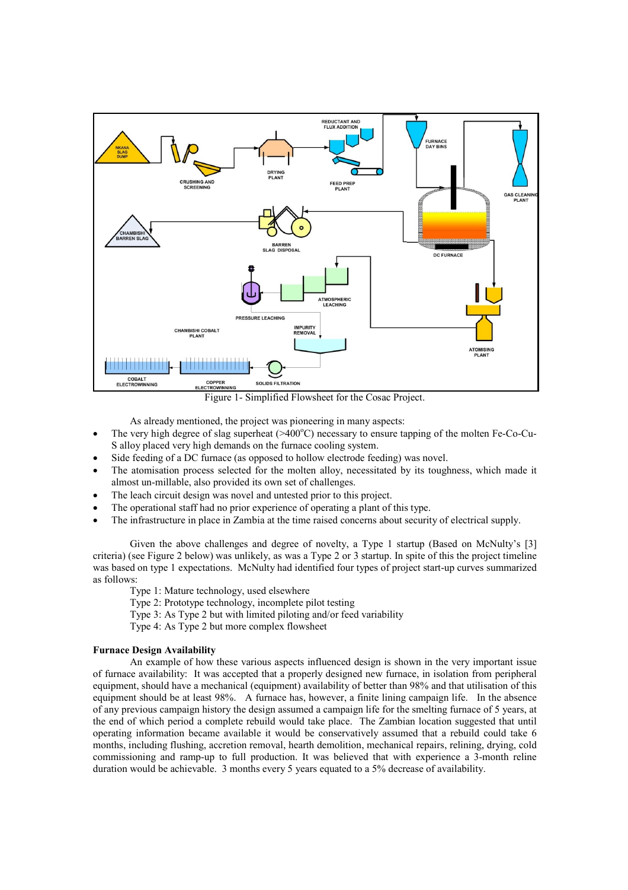Figure 1- Simplified Flowsheet for the Cosac Project.

As already mentioned, the project was pioneering in many aspects:

- The very high degree of slag superheat (>400°C) necessary to ensure tapping of the molten Fe-Co-Cu-S alloy placed very high demands on the furnace cooling system.
- Side feeding of a DC furnace (as opposed to hollow electrode feeding) was novel.
- The atomisation process selected for the molten alloy, necessitated by its toughness, which made it almost un-millable, also provided its own set of challenges.
- The leach circuit design was novel and untested prior to this project.
- The operational staff had no prior experience of operating a plant of this type.
- The infrastructure in place in Zambia at the time raised concerns about security of electrical supply.

Given the above challenges and degree of novelty, a Type 1 startup (Based on McNulty's [3] criteria) (see Figure 2 below) was unlikely, as was a Type 2 or 3 startup. In spite of this the project timeline was based on type 1 expectations. McNulty had identified four types of project start-up curves summarized as follows:

Type 1: Mature technology, used elsewhere
Type 2: Prototype technology, incomplete pilot testing
Type 3: As Type 2 but with limited piloting and/or feed variability
Type 4: As Type 2 but more complex flowsheet

**Furnace Design Availability**

An example of how these various aspects influenced design is shown in the very important issue of furnace availability: It was accepted that a properly designed new furnace, in isolation from peripheral equipment, should have a mechanical (equipment) availability of better than 98% and that utilisation of this equipment should be at least 98%. A furnace has, however, a finite lining campaign life. In the absence of any previous campaign history the design assumed a campaign life for the smelting furnace of 5 years, at the end of which period a complete rebuild would take place. The Zambian location suggested that until operating information became available it would be conservatively assumed that a rebuild could take 6 months, including flushing, accretion removal, hearth demolition, mechanical repairs, relining, drying, cold commissioning and ramp-up to full production. It was believed that with experience a 3-month reline duration would be achievable. 3 months every 5 years equated to a 5% decrease of availability.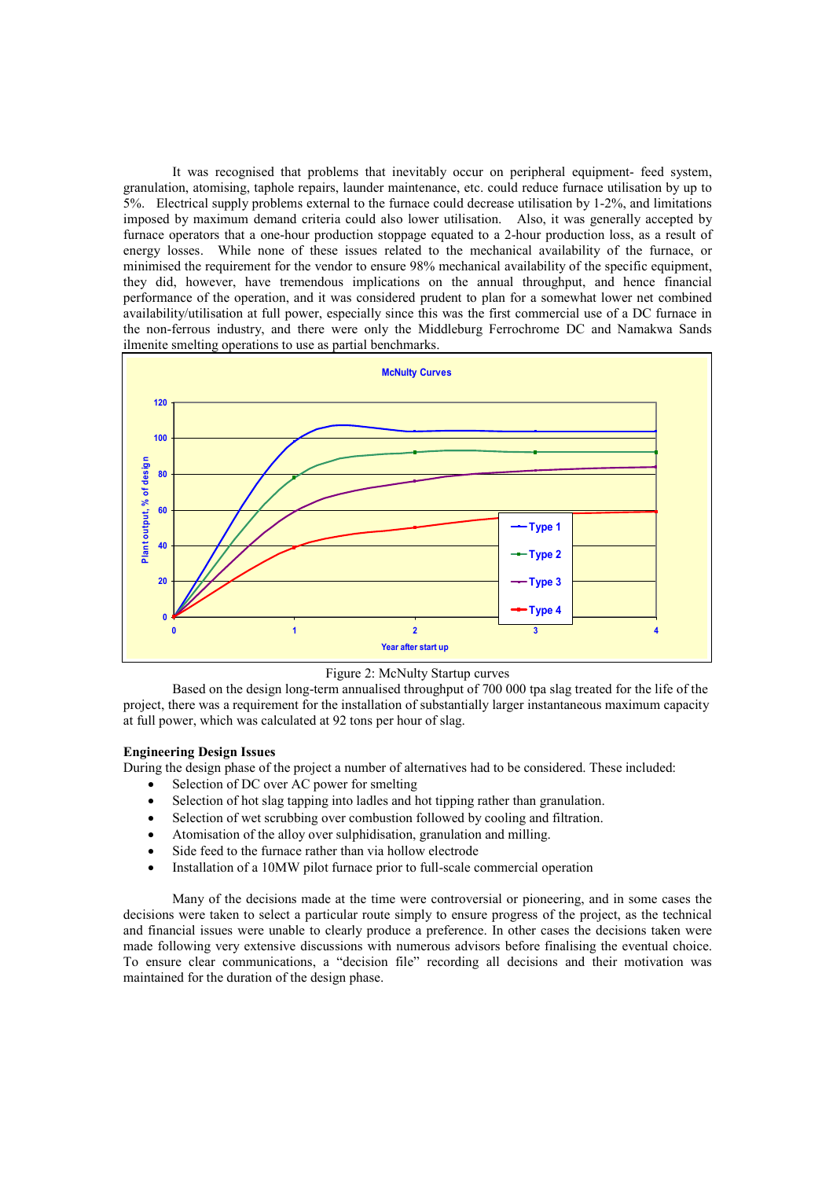It was recognised that problems that inevitably occur on peripheral equipment- feed system, granulation, atomising, taphole repairs, launder maintenance, etc. could reduce furnace utilisation by up to 5%. Electrical supply problems external to the furnace could decrease utilisation by 1-2%, and limitations imposed by maximum demand criteria could also lower utilisation. Also, it was generally accepted by furnace operators that a one-hour production stoppage equated to a 2-hour production loss, as a result of energy losses. While none of these issues related to the mechanical availability of the furnace, or minimised the requirement for the vendor to ensure 98% mechanical availability of the specific equipment, they did, however, have tremendous implications on the annual throughput, and hence financial performance of the operation, and it was considered prudent to plan for a somewhat lower net combined availability/utilisation at full power, especially since this was the first commercial use of a DC furnace in the non-ferrous industry, and there were only the Middleburg Ferrochrome DC and Namakwa Sands ilmenite smelting operations to use as partial benchmarks.

Figure 2: McNulty Startup curves

Based on the design long-term annualised throughput of 700 000 tpa slag treated for the life of the project, there was a requirement for the installation of substantially larger instantaneous maximum capacity at full power, which was calculated at 92 tons per hour of slag.

**Engineering Design Issues**

During the design phase of the project a number of alternatives had to be considered. These included:

- Selection of DC over AC power for smelting
- Selection of hot slag tapping into ladles and hot tipping rather than granulation.
- Selection of wet scrubbing over combustion followed by cooling and filtration.
- Atomisation of the alloy over sulphidisation, granulation and milling.
- Side feed to the furnace rather than via hollow electrode
- Installation of a 10MW pilot furnace prior to full-scale commercial operation

Many of the decisions made at the time were controversial or pioneering, and in some cases the decisions were taken to select a particular route simply to ensure progress of the project, as the technical and financial issues were unable to clearly produce a preference. In other cases the decisions taken were made following very extensive discussions with numerous advisors before finalising the eventual choice. To ensure clear communications, a "decision file" recording all decisions and their motivation was maintained for the duration of the design phase.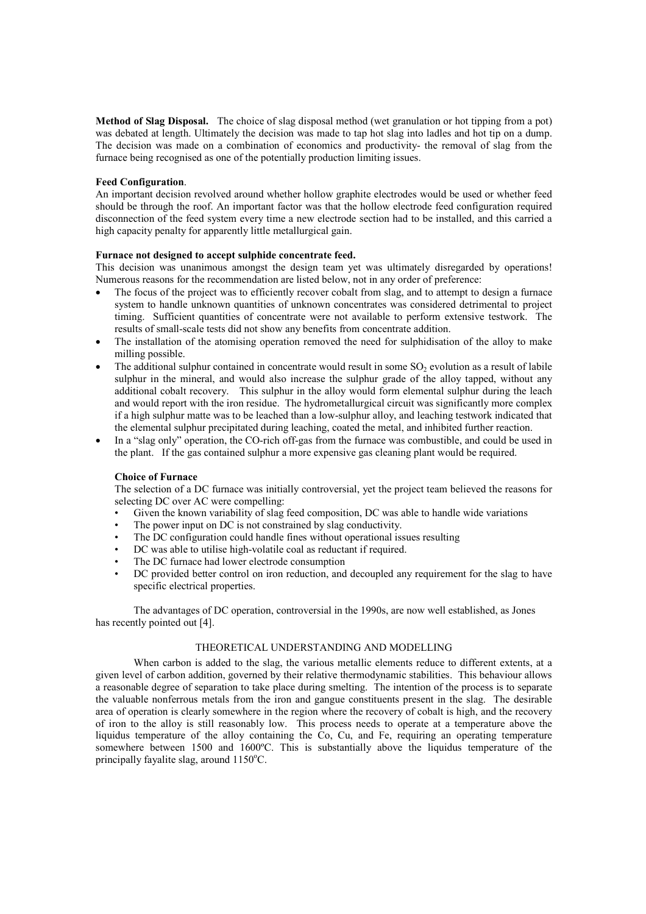**Method of Slag Disposal.** The choice of slag disposal method (wet granulation or hot tipping from a pot) was debated at length. Ultimately the decision was made to tap hot slag into ladles and hot tip on a dump. The decision was made on a combination of economics and productivity- the removal of slag from the furnace being recognised as one of the potentially production limiting issues.

**Feed Configuration**.

An important decision revolved around whether hollow graphite electrodes would be used or whether feed should be through the roof. An important factor was that the hollow electrode feed configuration required disconnection of the feed system every time a new electrode section had to be installed, and this carried a high capacity penalty for apparently little metallurgical gain.

**Furnace not designed to accept sulphide concentrate feed.**

This decision was unanimous amongst the design team yet was ultimately disregarded by operations! Numerous reasons for the recommendation are listed below, not in any order of preference:

- The focus of the project was to efficiently recover cobalt from slag, and to attempt to design a furnace system to handle unknown quantities of unknown concentrates was considered detrimental to project timing. Sufficient quantities of concentrate were not available to perform extensive testwork. The results of small-scale tests did not show any benefits from concentrate addition.
- The installation of the atomising operation removed the need for sulphidisation of the alloy to make milling possible.
- The additional sulphur contained in concentrate would result in some $SO_2$ evolution as a result of labile sulphur in the mineral, and would also increase the sulphur grade of the alloy tapped, without any additional cobalt recovery. This sulphur in the alloy would form elemental sulphur during the leach and would report with the iron residue. The hydrometallurgical circuit was significantly more complex if a high sulphur matte was to be leached than a low-sulphur alloy, and leaching testwork indicated that the elemental sulphur precipitated during leaching, coated the metal, and inhibited further reaction.
- In a "slag only" operation, the CO-rich off-gas from the furnace was combustible, and could be used in the plant. If the gas contained sulphur a more expensive gas cleaning plant would be required.

**Choice of Furnace**

The selection of a DC furnace was initially controversial, yet the project team believed the reasons for selecting DC over AC were compelling:

- Given the known variability of slag feed composition, DC was able to handle wide variations
- The power input on DC is not constrained by slag conductivity.
- The DC configuration could handle fines without operational issues resulting
- DC was able to utilise high-volatile coal as reductant if required.
- The DC furnace had lower electrode consumption
- DC provided better control on iron reduction, and decoupled any requirement for the slag to have specific electrical properties.

The advantages of DC operation, controversial in the 1990s, are now well established, as Jones has recently pointed out [4].

## THEORETICAL UNDERSTANDING AND MODELLING

When carbon is added to the slag, the various metallic elements reduce to different extents, at a given level of carbon addition, governed by their relative thermodynamic stabilities. This behaviour allows a reasonable degree of separation to take place during smelting. The intention of the process is to separate the valuable nonferrous metals from the iron and gangue constituents present in the slag. The desirable area of operation is clearly somewhere in the region where the recovery of cobalt is high, and the recovery of iron to the alloy is still reasonably low. This process needs to operate at a temperature above the liquidus temperature of the alloy containing the Co, Cu, and Fe, requiring an operating temperature somewhere between 1500 and 1600ºC. This is substantially above the liquidus temperature of the principally fayalite slag, around 1150°C.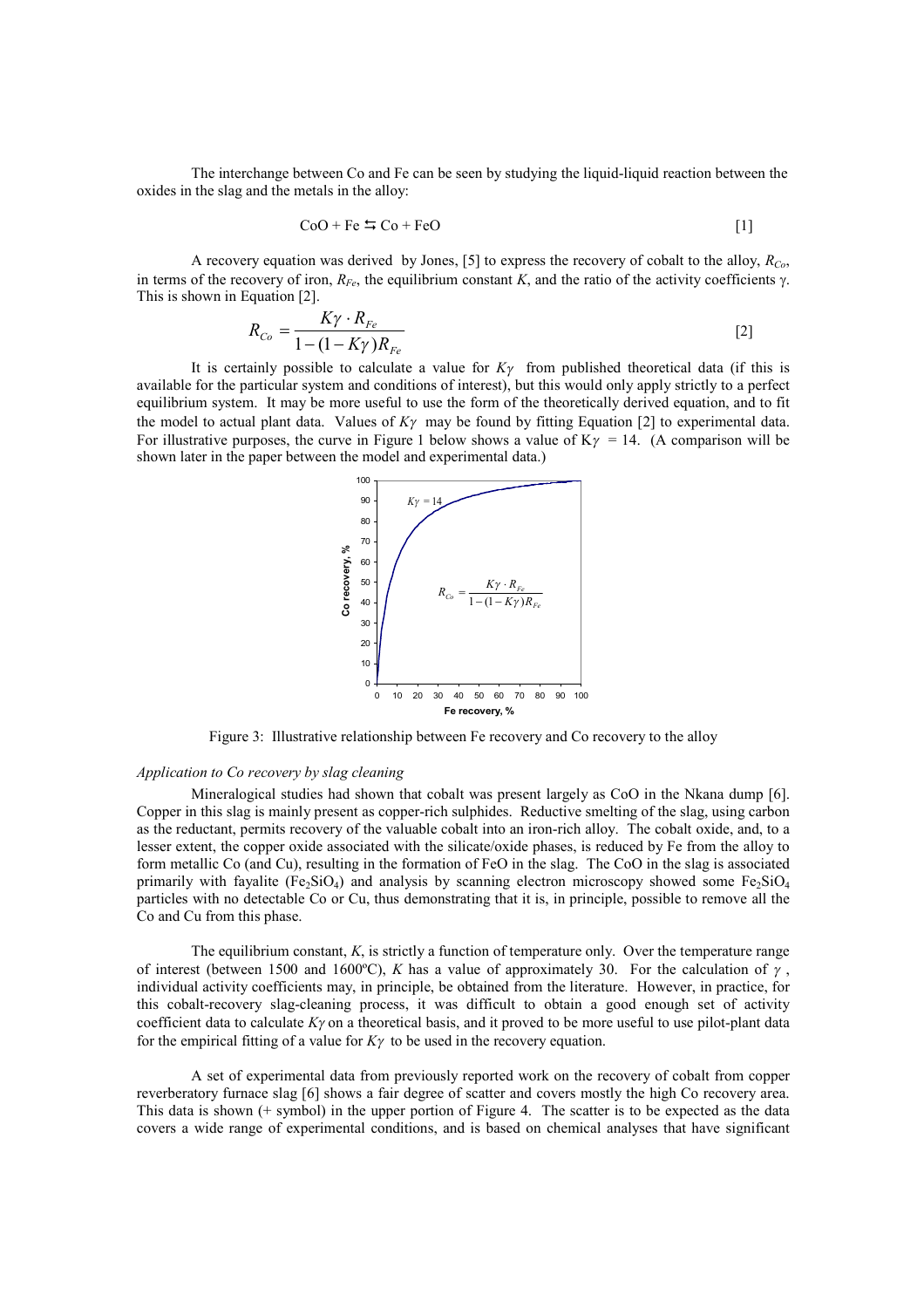The interchange between Co and Fe can be seen by studying the liquid-liquid reaction between the oxides in the slag and the metals in the alloy:

$$CoO + Fe \leftrightarrows Co + FeO \qquad [1]$$

A recovery equation was derived by Jones, [5] to express the recovery of cobalt to the alloy, $R_{Co}$, in terms of the recovery of iron, $R_{Fe}$, the equilibrium constant $K$, and the ratio of the activity coefficients $\gamma$. This is shown in Equation [2].

$$R_{Co} = \frac{K\gamma \cdot R_{Fe}}{1-(1-K\gamma)R_{Fe}} \qquad [2]$$

It is certainly possible to calculate a value for $K\gamma$ from published theoretical data (if this is available for the particular system and conditions of interest), but this would only apply strictly to a perfect equilibrium system. It may be more useful to use the form of the theoretically derived equation, and to fit the model to actual plant data. Values of $K\gamma$ may be found by fitting Equation [2] to experimental data. For illustrative purposes, the curve in Figure 1 below shows a value of $K\gamma = 14$. (A comparison will be shown later in the paper between the model and experimental data.)

Figure 3: Illustrative relationship between Fe recovery and Co recovery to the alloy

*Application to Co recovery by slag cleaning*

Mineralogical studies had shown that cobalt was present largely as CoO in the Nkana dump [6]. Copper in this slag is mainly present as copper-rich sulphides. Reductive smelting of the slag, using carbon as the reductant, permits recovery of the valuable cobalt into an iron-rich alloy. The cobalt oxide, and, to a lesser extent, the copper oxide associated with the silicate/oxide phases, is reduced by Fe from the alloy to form metallic Co (and Cu), resulting in the formation of FeO in the slag. The CoO in the slag is associated primarily with fayalite ($Fe_2SiO_4$) and analysis by scanning electron microscopy showed some $Fe_2SiO_4$ particles with no detectable Co or Cu, thus demonstrating that it is, in principle, possible to remove all the Co and Cu from this phase.

The equilibrium constant, $K$, is strictly a function of temperature only. Over the temperature range of interest (between 1500 and 1600ºC), $K$ has a value of approximately 30. For the calculation of $\gamma$, individual activity coefficients may, in principle, be obtained from the literature. However, in practice, for this cobalt-recovery slag-cleaning process, it was difficult to obtain a good enough set of activity coefficient data to calculate $K\gamma$ on a theoretical basis, and it proved to be more useful to use pilot-plant data for the empirical fitting of a value for $K\gamma$ to be used in the recovery equation.

A set of experimental data from previously reported work on the recovery of cobalt from copper reverberatory furnace slag [6] shows a fair degree of scatter and covers mostly the high Co recovery area. This data is shown (+ symbol) in the upper portion of Figure 4. The scatter is to be expected as the data covers a wide range of experimental conditions, and is based on chemical analyses that have significant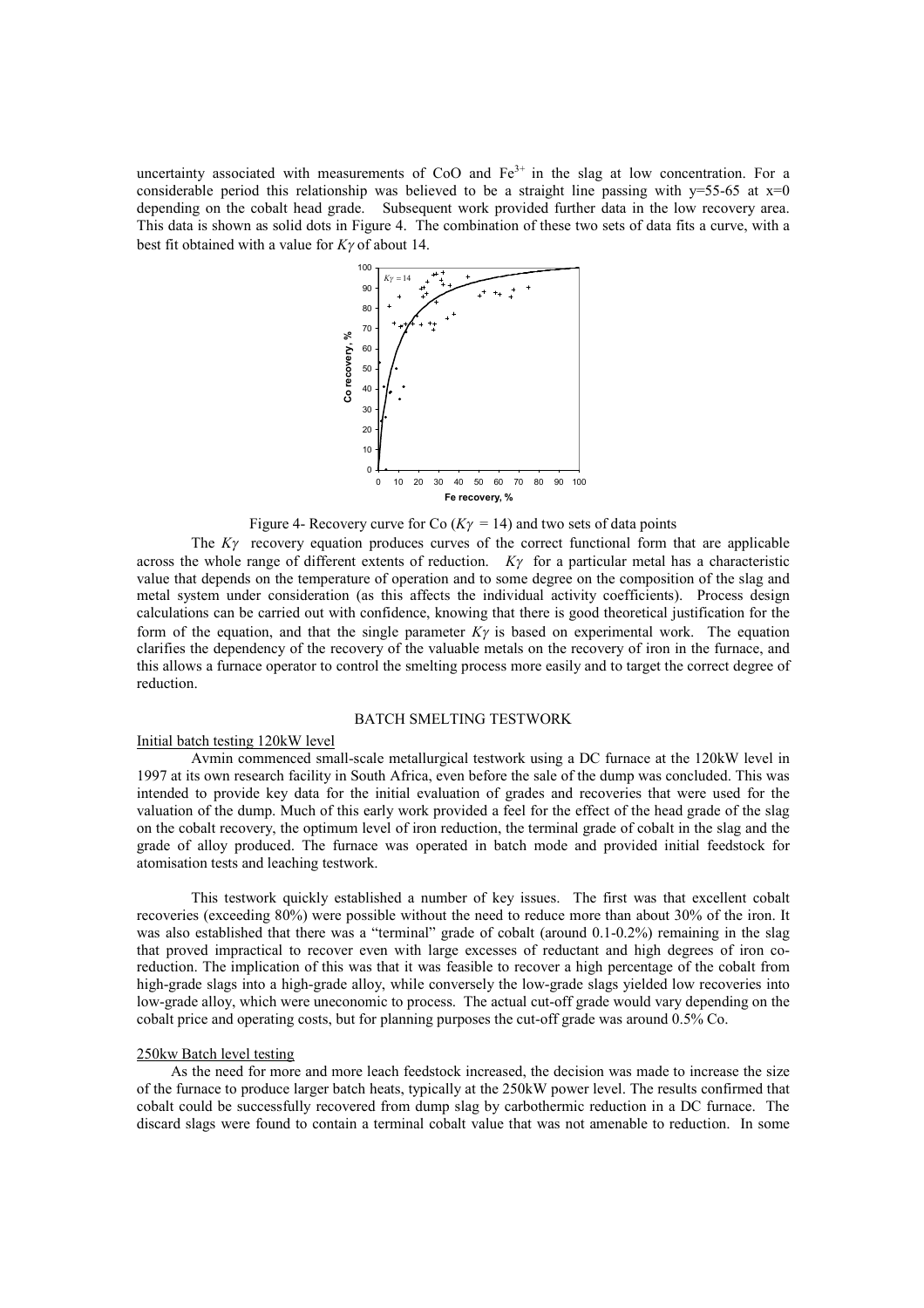uncertainty associated with measurements of CoO and $Fe^{3+}$ in the slag at low concentration. For a considerable period this relationship was believed to be a straight line passing with y=55-65 at x=0 depending on the cobalt head grade. Subsequent work provided further data in the low recovery area. This data is shown as solid dots in Figure 4. The combination of these two sets of data fits a curve, with a best fit obtained with a value for $K\gamma$ of about 14.

Figure 4- Recovery curve for Co ($K\gamma$ = 14) and two sets of data points

The $K\gamma$ recovery equation produces curves of the correct functional form that are applicable across the whole range of different extents of reduction. $K\gamma$ for a particular metal has a characteristic value that depends on the temperature of operation and to some degree on the composition of the slag and metal system under consideration (as this affects the individual activity coefficients). Process design calculations can be carried out with confidence, knowing that there is good theoretical justification for the form of the equation, and that the single parameter $K\gamma$ is based on experimental work. The equation clarifies the dependency of the recovery of the valuable metals on the recovery of iron in the furnace, and this allows a furnace operator to control the smelting process more easily and to target the correct degree of reduction.

## BATCH SMELTING TESTWORK

### Initial batch testing 120kW level

Avmin commenced small-scale metallurgical testwork using a DC furnace at the 120kW level in 1997 at its own research facility in South Africa, even before the sale of the dump was concluded. This was intended to provide key data for the initial evaluation of grades and recoveries that were used for the valuation of the dump. Much of this early work provided a feel for the effect of the head grade of the slag on the cobalt recovery, the optimum level of iron reduction, the terminal grade of cobalt in the slag and the grade of alloy produced. The furnace was operated in batch mode and provided initial feedstock for atomisation tests and leaching testwork.

This testwork quickly established a number of key issues. The first was that excellent cobalt recoveries (exceeding 80%) were possible without the need to reduce more than about 30% of the iron. It was also established that there was a "terminal" grade of cobalt (around 0.1-0.2%) remaining in the slag that proved impractical to recover even with large excesses of reductant and high degrees of iron co-reduction. The implication of this was that it was feasible to recover a high percentage of the cobalt from high-grade slags into a high-grade alloy, while conversely the low-grade slags yielded low recoveries into low-grade alloy, which were uneconomic to process. The actual cut-off grade would vary depending on the cobalt price and operating costs, but for planning purposes the cut-off grade was around 0.5% Co.

### 250kw Batch level testing

As the need for more and more leach feedstock increased, the decision was made to increase the size of the furnace to produce larger batch heats, typically at the 250kW power level. The results confirmed that cobalt could be successfully recovered from dump slag by carbothermic reduction in a DC furnace. The discard slags were found to contain a terminal cobalt value that was not amenable to reduction. In some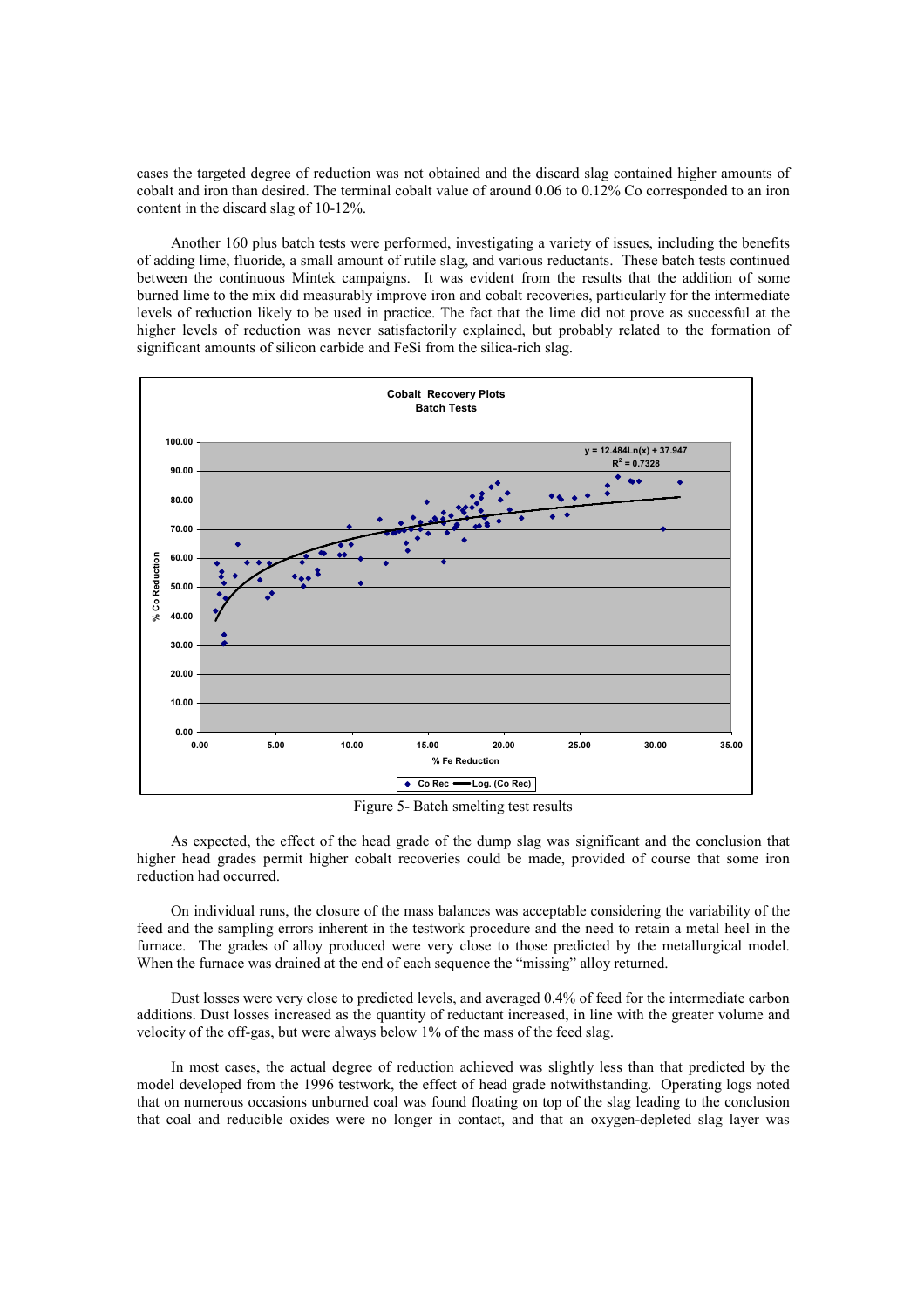cases the targeted degree of reduction was not obtained and the discard slag contained higher amounts of cobalt and iron than desired. The terminal cobalt value of around 0.06 to 0.12% Co corresponded to an iron content in the discard slag of 10-12%.

Another 160 plus batch tests were performed, investigating a variety of issues, including the benefits of adding lime, fluoride, a small amount of rutile slag, and various reductants. These batch tests continued between the continuous Mintek campaigns. It was evident from the results that the addition of some burned lime to the mix did measurably improve iron and cobalt recoveries, particularly for the intermediate levels of reduction likely to be used in practice. The fact that the lime did not prove as successful at the higher levels of reduction was never satisfactorily explained, but probably related to the formation of significant amounts of silicon carbide and FeSi from the silica-rich slag.

Figure 5- Batch smelting test results

As expected, the effect of the head grade of the dump slag was significant and the conclusion that higher head grades permit higher cobalt recoveries could be made, provided of course that some iron reduction had occurred.

On individual runs, the closure of the mass balances was acceptable considering the variability of the feed and the sampling errors inherent in the testwork procedure and the need to retain a metal heel in the furnace. The grades of alloy produced were very close to those predicted by the metallurgical model. When the furnace was drained at the end of each sequence the "missing" alloy returned.

Dust losses were very close to predicted levels, and averaged 0.4% of feed for the intermediate carbon additions. Dust losses increased as the quantity of reductant increased, in line with the greater volume and velocity of the off-gas, but were always below 1% of the mass of the feed slag.

In most cases, the actual degree of reduction achieved was slightly less than that predicted by the model developed from the 1996 testwork, the effect of head grade notwithstanding. Operating logs noted that on numerous occasions unburned coal was found floating on top of the slag leading to the conclusion that coal and reducible oxides were no longer in contact, and that an oxygen-depleted slag layer was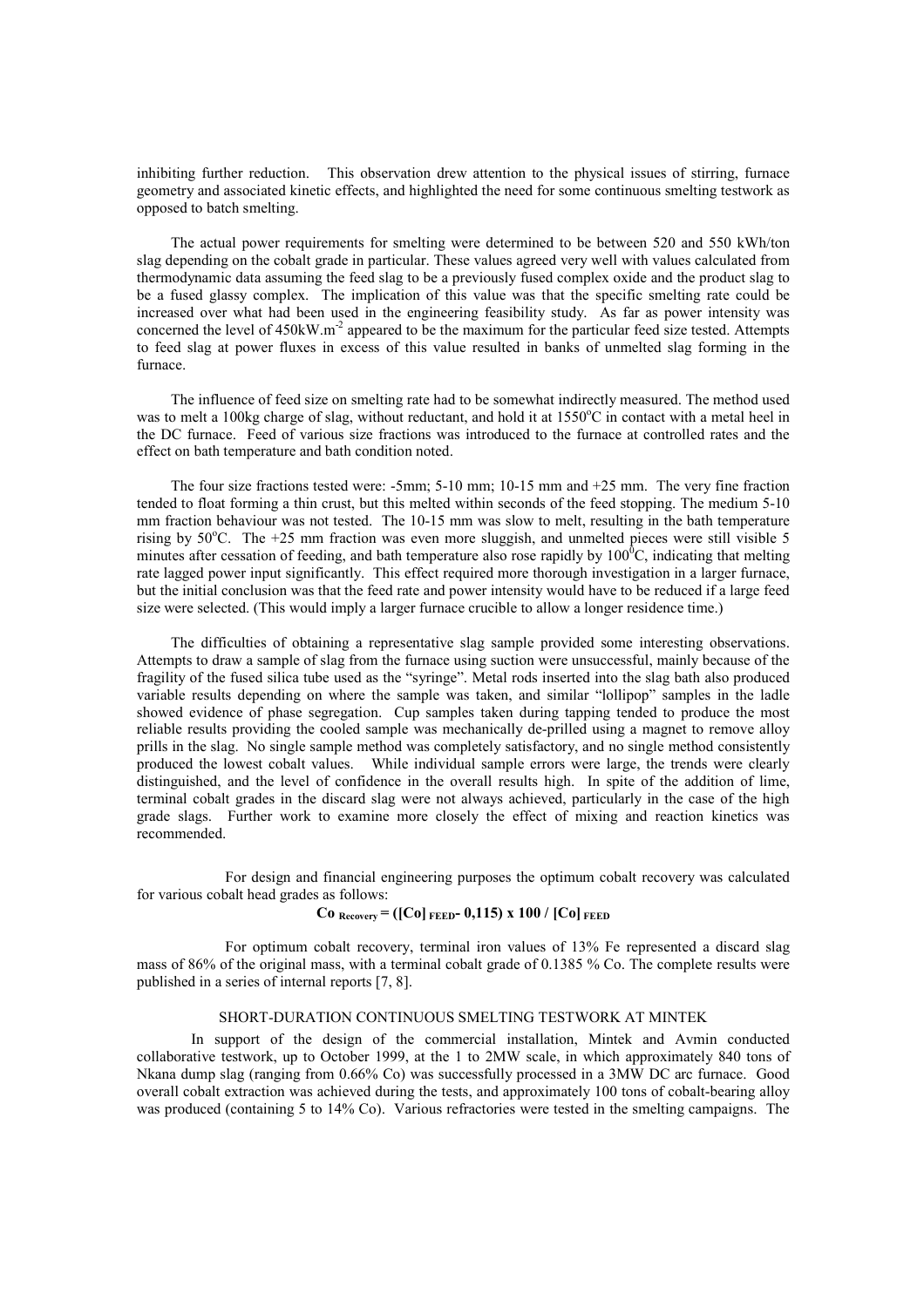inhibiting further reduction. This observation drew attention to the physical issues of stirring, furnace geometry and associated kinetic effects, and highlighted the need for some continuous smelting testwork as opposed to batch smelting.

The actual power requirements for smelting were determined to be between 520 and 550 kWh/ton slag depending on the cobalt grade in particular. These values agreed very well with values calculated from thermodynamic data assuming the feed slag to be a previously fused complex oxide and the product slag to be a fused glassy complex. The implication of this value was that the specific smelting rate could be increased over what had been used in the engineering feasibility study. As far as power intensity was concerned the level of $450 kW.m^{-2}$ appeared to be the maximum for the particular feed size tested. Attempts to feed slag at power fluxes in excess of this value resulted in banks of unmelted slag forming in the furnace.

The influence of feed size on smelting rate had to be somewhat indirectly measured. The method used was to melt a 100kg charge of slag, without reductant, and hold it at 1550°C in contact with a metal heel in the DC furnace. Feed of various size fractions was introduced to the furnace at controlled rates and the effect on bath temperature and bath condition noted.

The four size fractions tested were: -5mm; 5-10 mm; 10-15 mm and +25 mm. The very fine fraction tended to float forming a thin crust, but this melted within seconds of the feed stopping. The medium 5-10 mm fraction behaviour was not tested. The 10-15 mm was slow to melt, resulting in the bath temperature rising by 50°C. The +25 mm fraction was even more sluggish, and unmelted pieces were still visible 5 minutes after cessation of feeding, and bath temperature also rose rapidly by 100°C, indicating that melting rate lagged power input significantly. This effect required more thorough investigation in a larger furnace, but the initial conclusion was that the feed rate and power intensity would have to be reduced if a large feed size were selected. (This would imply a larger furnace crucible to allow a longer residence time.)

The difficulties of obtaining a representative slag sample provided some interesting observations. Attempts to draw a sample of slag from the furnace using suction were unsuccessful, mainly because of the fragility of the fused silica tube used as the "syringe". Metal rods inserted into the slag bath also produced variable results depending on where the sample was taken, and similar "lollipop" samples in the ladle showed evidence of phase segregation. Cup samples taken during tapping tended to produce the most reliable results providing the cooled sample was mechanically de-prilled using a magnet to remove alloy prills in the slag. No single sample method was completely satisfactory, and no single method consistently produced the lowest cobalt values. While individual sample errors were large, the trends were clearly distinguished, and the level of confidence in the overall results high. In spite of the addition of lime, terminal cobalt grades in the discard slag were not always achieved, particularly in the case of the high grade slags. Further work to examine more closely the effect of mixing and reaction kinetics was recommended.

For design and financial engineering purposes the optimum cobalt recovery was calculated for various cobalt head grades as follows:

$$\mathbf{Co_{Recovery} = ([Co]_{FEED} - 0{,}115) \times 100 / [Co]_{FEED}}$$

For optimum cobalt recovery, terminal iron values of 13% Fe represented a discard slag mass of 86% of the original mass, with a terminal cobalt grade of 0.1385 % Co. The complete results were published in a series of internal reports [7, 8].

## SHORT-DURATION CONTINUOUS SMELTING TESTWORK AT MINTEK

In support of the design of the commercial installation, Mintek and Avmin conducted collaborative testwork, up to October 1999, at the 1 to 2MW scale, in which approximately 840 tons of Nkana dump slag (ranging from 0.66% Co) was successfully processed in a 3MW DC arc furnace. Good overall cobalt extraction was achieved during the tests, and approximately 100 tons of cobalt-bearing alloy was produced (containing 5 to 14% Co). Various refractories were tested in the smelting campaigns. The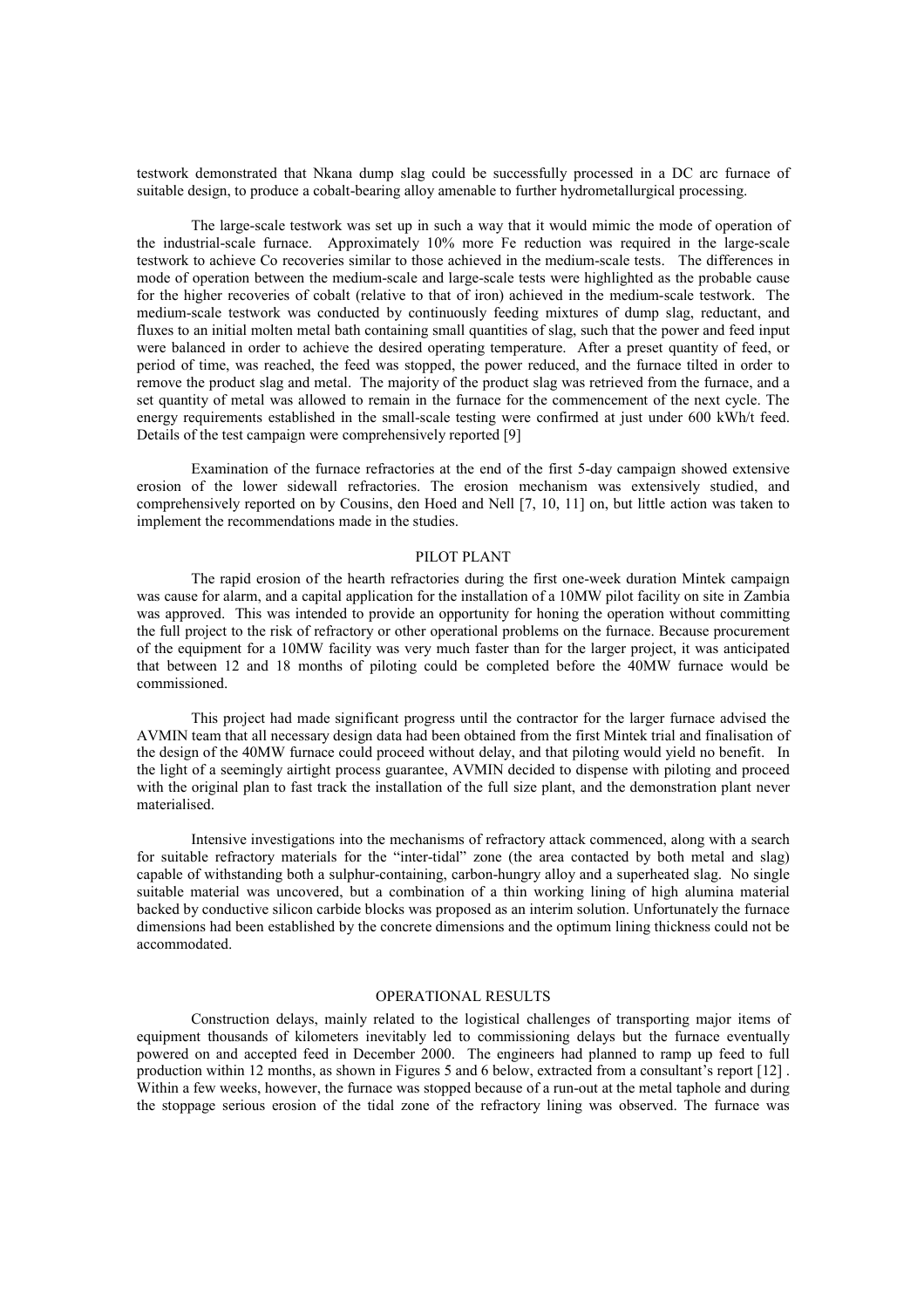testwork demonstrated that Nkana dump slag could be successfully processed in a DC arc furnace of suitable design, to produce a cobalt-bearing alloy amenable to further hydrometallurgical processing.

The large-scale testwork was set up in such a way that it would mimic the mode of operation of the industrial-scale furnace. Approximately 10% more Fe reduction was required in the large-scale testwork to achieve Co recoveries similar to those achieved in the medium-scale tests. The differences in mode of operation between the medium-scale and large-scale tests were highlighted as the probable cause for the higher recoveries of cobalt (relative to that of iron) achieved in the medium-scale testwork. The medium-scale testwork was conducted by continuously feeding mixtures of dump slag, reductant, and fluxes to an initial molten metal bath containing small quantities of slag, such that the power and feed input were balanced in order to achieve the desired operating temperature. After a preset quantity of feed, or period of time, was reached, the feed was stopped, the power reduced, and the furnace tilted in order to remove the product slag and metal. The majority of the product slag was retrieved from the furnace, and a set quantity of metal was allowed to remain in the furnace for the commencement of the next cycle. The energy requirements established in the small-scale testing were confirmed at just under 600 kWh/t feed. Details of the test campaign were comprehensively reported [9]

Examination of the furnace refractories at the end of the first 5-day campaign showed extensive erosion of the lower sidewall refractories. The erosion mechanism was extensively studied, and comprehensively reported on by Cousins, den Hoed and Nell [7, 10, 11] on, but little action was taken to implement the recommendations made in the studies.

## PILOT PLANT

The rapid erosion of the hearth refractories during the first one-week duration Mintek campaign was cause for alarm, and a capital application for the installation of a 10MW pilot facility on site in Zambia was approved. This was intended to provide an opportunity for honing the operation without committing the full project to the risk of refractory or other operational problems on the furnace. Because procurement of the equipment for a 10MW facility was very much faster than for the larger project, it was anticipated that between 12 and 18 months of piloting could be completed before the 40MW furnace would be commissioned.

This project had made significant progress until the contractor for the larger furnace advised the AVMIN team that all necessary design data had been obtained from the first Mintek trial and finalisation of the design of the 40MW furnace could proceed without delay, and that piloting would yield no benefit. In the light of a seemingly airtight process guarantee, AVMIN decided to dispense with piloting and proceed with the original plan to fast track the installation of the full size plant, and the demonstration plant never materialised.

Intensive investigations into the mechanisms of refractory attack commenced, along with a search for suitable refractory materials for the "inter-tidal" zone (the area contacted by both metal and slag) capable of withstanding both a sulphur-containing, carbon-hungry alloy and a superheated slag. No single suitable material was uncovered, but a combination of a thin working lining of high alumina material backed by conductive silicon carbide blocks was proposed as an interim solution. Unfortunately the furnace dimensions had been established by the concrete dimensions and the optimum lining thickness could not be accommodated.

## OPERATIONAL RESULTS

Construction delays, mainly related to the logistical challenges of transporting major items of equipment thousands of kilometers inevitably led to commissioning delays but the furnace eventually powered on and accepted feed in December 2000. The engineers had planned to ramp up feed to full production within 12 months, as shown in Figures 5 and 6 below, extracted from a consultant's report [12] . Within a few weeks, however, the furnace was stopped because of a run-out at the metal taphole and during the stoppage serious erosion of the tidal zone of the refractory lining was observed. The furnace was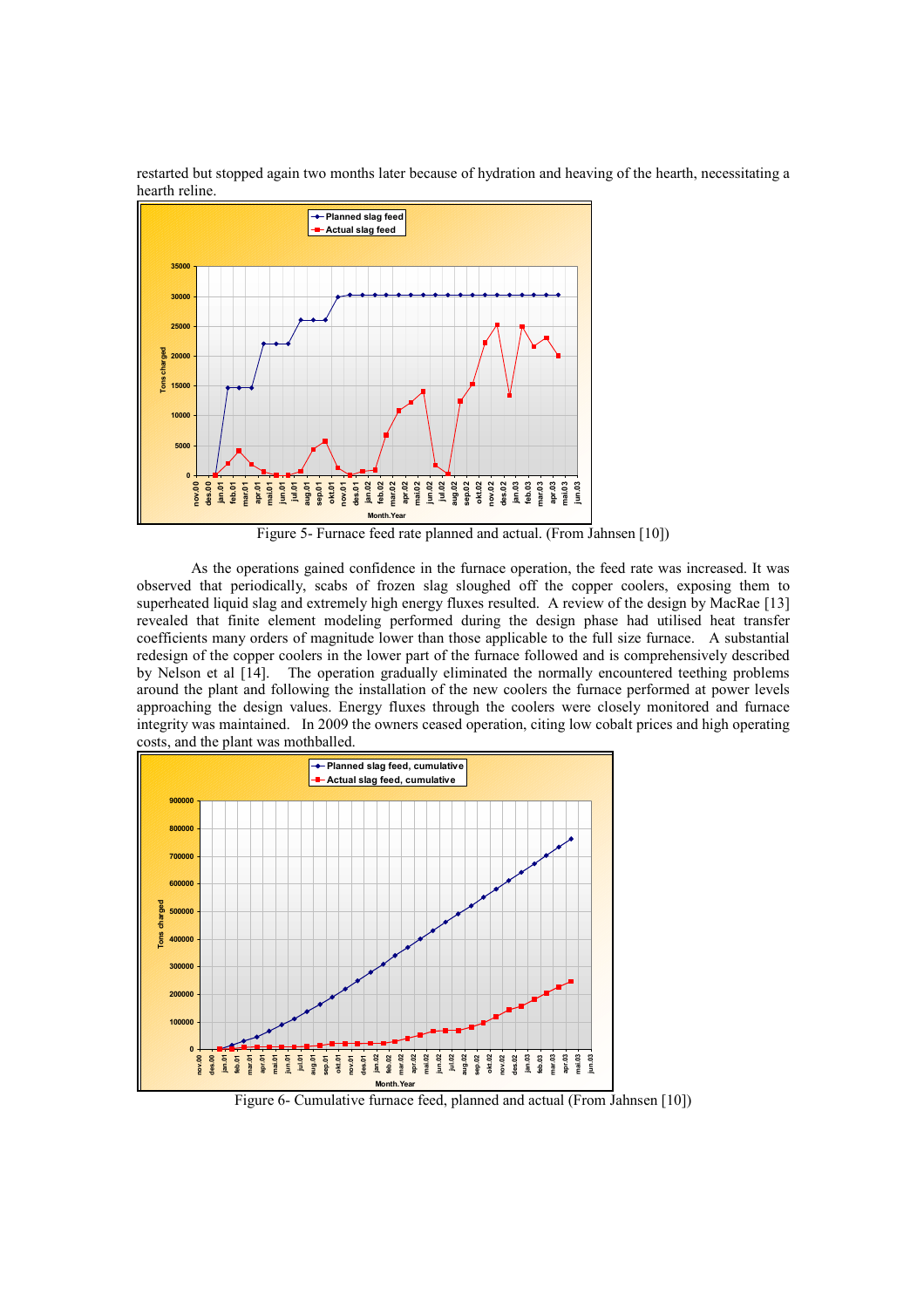restarted but stopped again two months later because of hydration and heaving of the hearth, necessitating a hearth reline.

Figure 5- Furnace feed rate planned and actual. (From Jahnsen [10])

As the operations gained confidence in the furnace operation, the feed rate was increased. It was observed that periodically, scabs of frozen slag sloughed off the copper coolers, exposing them to superheated liquid slag and extremely high energy fluxes resulted. A review of the design by MacRae [13] revealed that finite element modeling performed during the design phase had utilised heat transfer coefficients many orders of magnitude lower than those applicable to the full size furnace. A substantial redesign of the copper coolers in the lower part of the furnace followed and is comprehensively described by Nelson et al [14]. The operation gradually eliminated the normally encountered teething problems around the plant and following the installation of the new coolers the furnace performed at power levels approaching the design values. Energy fluxes through the coolers were closely monitored and furnace integrity was maintained. In 2009 the owners ceased operation, citing low cobalt prices and high operating costs, and the plant was mothballed.

Figure 6- Cumulative furnace feed, planned and actual (From Jahnsen [10])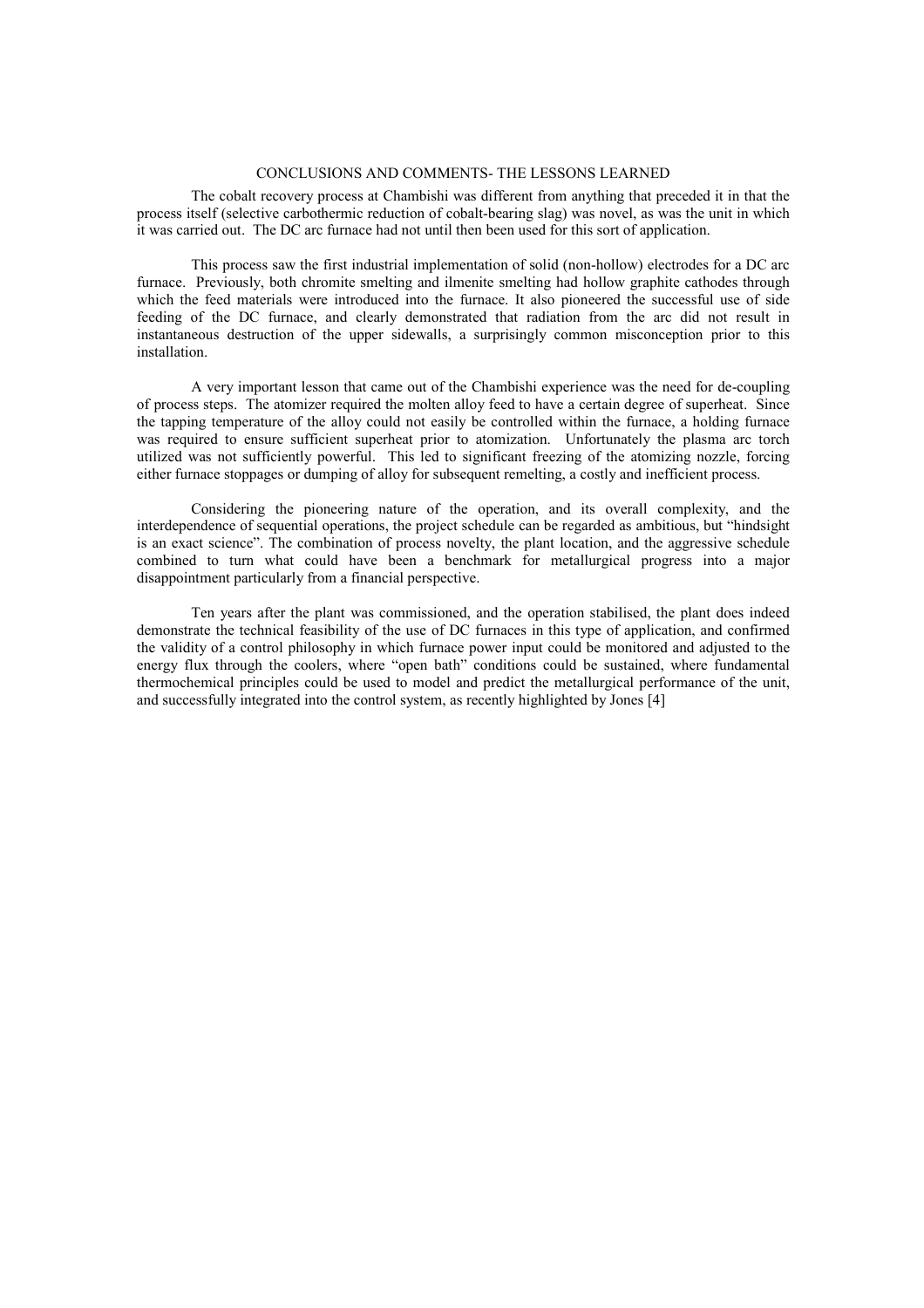## CONCLUSIONS AND COMMENTS- THE LESSONS LEARNED

The cobalt recovery process at Chambishi was different from anything that preceded it in that the process itself (selective carbothermic reduction of cobalt-bearing slag) was novel, as was the unit in which it was carried out. The DC arc furnace had not until then been used for this sort of application.

This process saw the first industrial implementation of solid (non-hollow) electrodes for a DC arc furnace. Previously, both chromite smelting and ilmenite smelting had hollow graphite cathodes through which the feed materials were introduced into the furnace. It also pioneered the successful use of side feeding of the DC furnace, and clearly demonstrated that radiation from the arc did not result in instantaneous destruction of the upper sidewalls, a surprisingly common misconception prior to this installation.

A very important lesson that came out of the Chambishi experience was the need for de-coupling of process steps. The atomizer required the molten alloy feed to have a certain degree of superheat. Since the tapping temperature of the alloy could not easily be controlled within the furnace, a holding furnace was required to ensure sufficient superheat prior to atomization. Unfortunately the plasma arc torch utilized was not sufficiently powerful. This led to significant freezing of the atomizing nozzle, forcing either furnace stoppages or dumping of alloy for subsequent remelting, a costly and inefficient process.

Considering the pioneering nature of the operation, and its overall complexity, and the interdependence of sequential operations, the project schedule can be regarded as ambitious, but "hindsight is an exact science". The combination of process novelty, the plant location, and the aggressive schedule combined to turn what could have been a benchmark for metallurgical progress into a major disappointment particularly from a financial perspective.

Ten years after the plant was commissioned, and the operation stabilised, the plant does indeed demonstrate the technical feasibility of the use of DC furnaces in this type of application, and confirmed the validity of a control philosophy in which furnace power input could be monitored and adjusted to the energy flux through the coolers, where "open bath" conditions could be sustained, where fundamental thermochemical principles could be used to model and predict the metallurgical performance of the unit, and successfully integrated into the control system, as recently highlighted by Jones [4]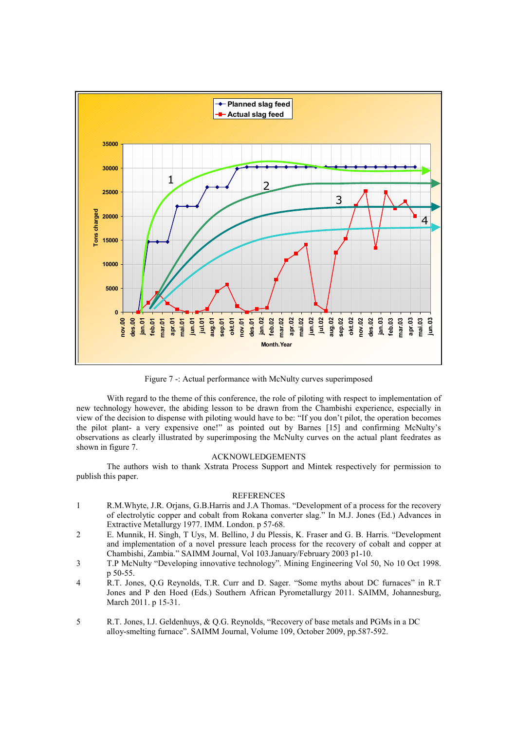Figure 7 -: Actual performance with McNulty curves superimposed

With regard to the theme of this conference, the role of piloting with respect to implementation of new technology however, the abiding lesson to be drawn from the Chambishi experience, especially in view of the decision to dispense with piloting would have to be: "If you don't pilot, the operation becomes the pilot plant- a very expensive one!" as pointed out by Barnes [15] and confirming McNulty's observations as clearly illustrated by superimposing the McNulty curves on the actual plant feedrates as shown in figure 7.

## ACKNOWLEDGEMENTS

The authors wish to thank Xstrata Process Support and Mintek respectively for permission to publish this paper.

## REFERENCES

1. R.M.Whyte, J.R. Orjans, G.B.Harris and J.A Thomas. "Development of a process for the recovery of electrolytic copper and cobalt from Rokana converter slag." In M.J. Jones (Ed.) Advances in Extractive Metallurgy 1977. IMM. London. p 57-68.
2. E. Munnik, H. Singh, T Uys, M. Bellino, J du Plessis, K. Fraser and G. B. Harris. "Development and implementation of a novel pressure leach process for the recovery of cobalt and copper at Chambishi, Zambia." SAIMM Journal, Vol 103.January/February 2003 p1-10.
3. T.P McNulty "Developing innovative technology". Mining Engineering Vol 50, No 10 Oct 1998. p 50-55.
4. R.T. Jones, Q.G Reynolds, T.R. Curr and D. Sager. "Some myths about DC furnaces" in R.T Jones and P den Hoed (Eds.) Southern African Pyrometallurgy 2011. SAIMM, Johannesburg, March 2011. p 15-31.
5. R.T. Jones, I.J. Geldenhuys, & Q.G. Reynolds, "Recovery of base metals and PGMs in a DC alloy-smelting furnace". SAIMM Journal, Volume 109, October 2009, pp.587-592.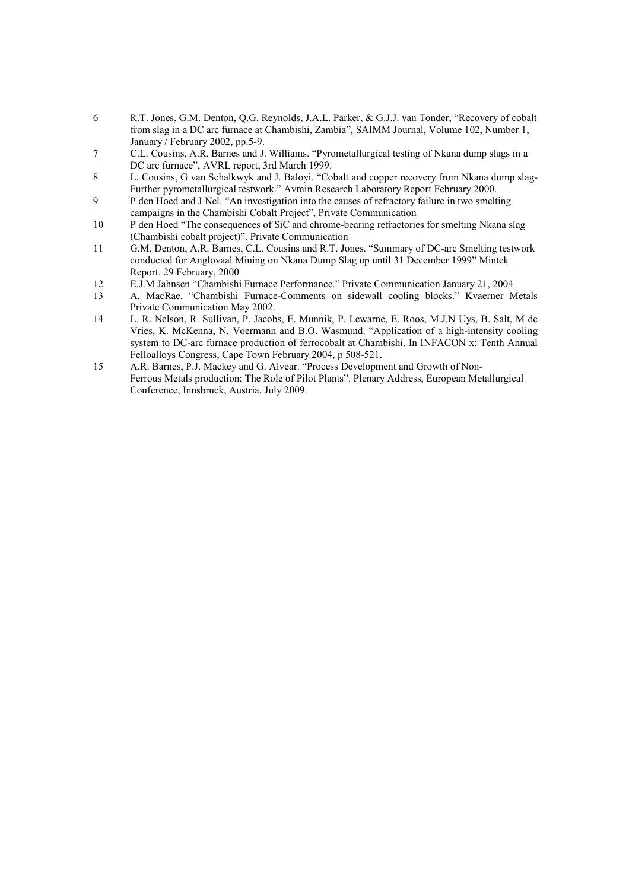6 R.T. Jones, G.M. Denton, Q.G. Reynolds, J.A.L. Parker, & G.J.J. van Tonder, "Recovery of cobalt from slag in a DC arc furnace at Chambishi, Zambia", SAIMM Journal, Volume 102, Number 1, January / February 2002, pp.5-9.

7 C.L. Cousins, A.R. Barnes and J. Williams. "Pyrometallurgical testing of Nkana dump slags in a DC arc furnace", AVRL report, 3rd March 1999.

8 L. Cousins, G van Schalkwyk and J. Baloyi. "Cobalt and copper recovery from Nkana dump slag- Further pyrometallurgical testwork." Avmin Research Laboratory Report February 2000.

9 P den Hoed and J Nel. "An investigation into the causes of refractory failure in two smelting campaigns in the Chambishi Cobalt Project", Private Communication

10 P den Hoed "The consequences of SiC and chrome-bearing refractories for smelting Nkana slag (Chambishi cobalt project)". Private Communication

11 G.M. Denton, A.R. Barnes, C.L. Cousins and R.T. Jones. "Summary of DC-arc Smelting testwork conducted for Anglovaal Mining on Nkana Dump Slag up until 31 December 1999" Mintek Report. 29 February, 2000

12 E.J.M Jahnsen "Chambishi Furnace Performance." Private Communication January 21, 2004

13 A. MacRae. "Chambishi Furnace-Comments on sidewall cooling blocks." Kvaerner Metals Private Communication May 2002.

14 L. R. Nelson, R. Sullivan, P. Jacobs, E. Munnik, P. Lewarne, E. Roos, M.J.N Uys, B. Salt, M de Vries, K. McKenna, N. Voermann and B.O. Wasmund. "Application of a high-intensity cooling system to DC-arc furnace production of ferrocobalt at Chambishi. In INFACON x: Tenth Annual Felloalloys Congress, Cape Town February 2004, p 508-521.

15 A.R. Barnes, P.J. Mackey and G. Alvear. "Process Development and Growth of Non-Ferrous Metals production: The Role of Pilot Plants". Plenary Address, European Metallurgical Conference, Innsbruck, Austria, July 2009.